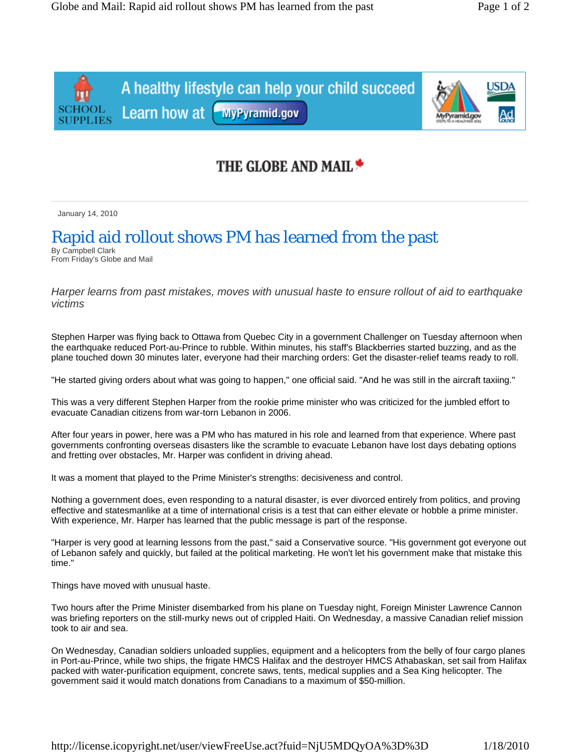THE GLOBE AND MAIL

January 14, 2010

# Rapid aid rollout shows PM has learned from the past

By Campbell Clark
From Friday's Globe and Mail

*Harper learns from past mistakes, moves with unusual haste to ensure rollout of aid to earthquake victims*

Stephen Harper was flying back to Ottawa from Quebec City in a government Challenger on Tuesday afternoon when the earthquake reduced Port-au-Prince to rubble. Within minutes, his staff's Blackberries started buzzing, and as the plane touched down 30 minutes later, everyone had their marching orders: Get the disaster-relief teams ready to roll.

"He started giving orders about what was going to happen," one official said. "And he was still in the aircraft taxiing."

This was a very different Stephen Harper from the rookie prime minister who was criticized for the jumbled effort to evacuate Canadian citizens from war-torn Lebanon in 2006.

After four years in power, here was a PM who has matured in his role and learned from that experience. Where past governments confronting overseas disasters like the scramble to evacuate Lebanon have lost days debating options and fretting over obstacles, Mr. Harper was confident in driving ahead.

It was a moment that played to the Prime Minister's strengths: decisiveness and control.

Nothing a government does, even responding to a natural disaster, is ever divorced entirely from politics, and proving effective and statesmanlike at a time of international crisis is a test that can either elevate or hobble a prime minister. With experience, Mr. Harper has learned that the public message is part of the response.

"Harper is very good at learning lessons from the past," said a Conservative source. "His government got everyone out of Lebanon safely and quickly, but failed at the political marketing. He won't let his government make that mistake this time."

Things have moved with unusual haste.

Two hours after the Prime Minister disembarked from his plane on Tuesday night, Foreign Minister Lawrence Cannon was briefing reporters on the still-murky news out of crippled Haiti. On Wednesday, a massive Canadian relief mission took to air and sea.

On Wednesday, Canadian soldiers unloaded supplies, equipment and a helicopters from the belly of four cargo planes in Port-au-Prince, while two ships, the frigate HMCS Halifax and the destroyer HMCS Athabaskan, set sail from Halifax packed with water-purification equipment, concrete saws, tents, medical supplies and a Sea King helicopter. The government said it would match donations from Canadians to a maximum of $50-million.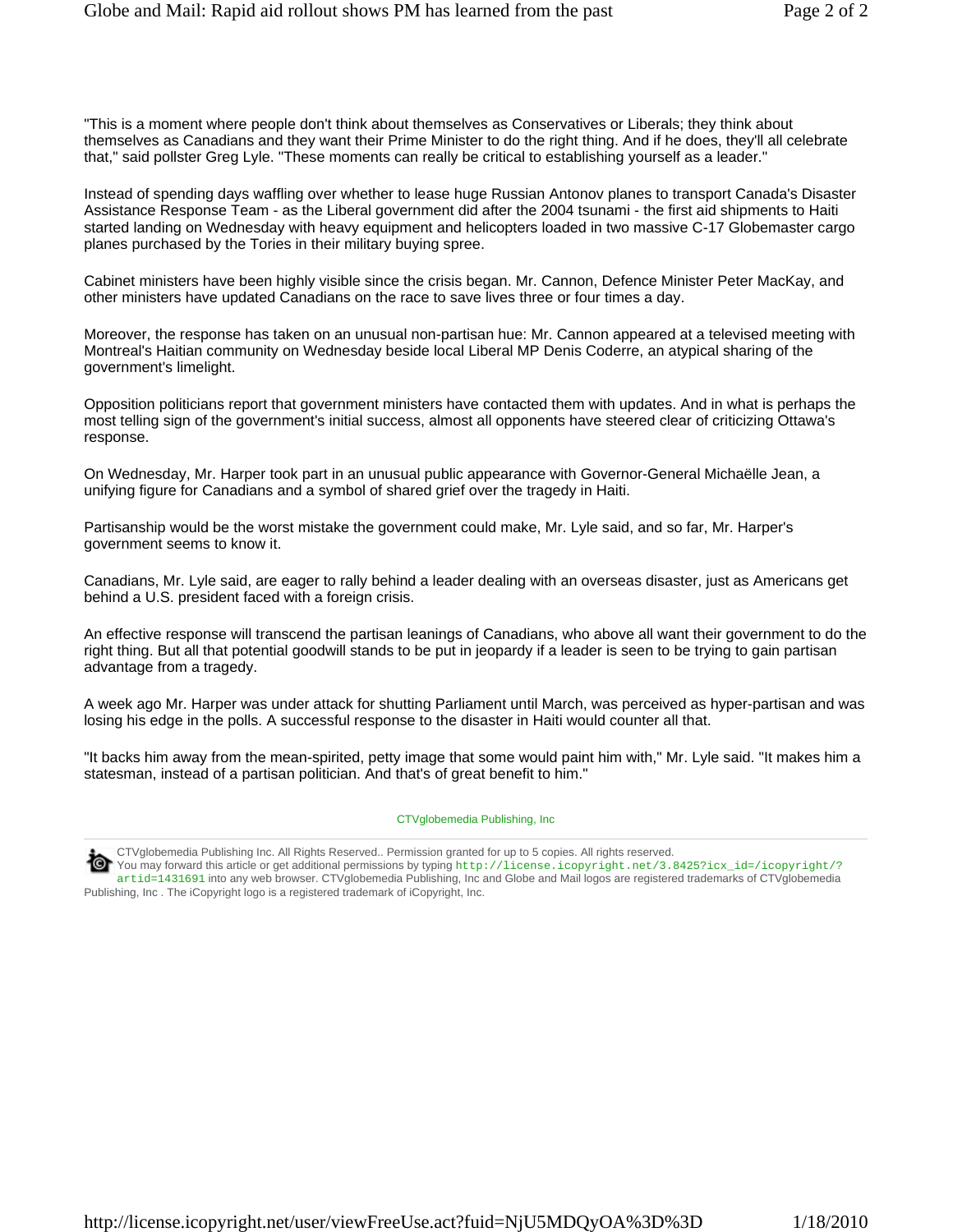"This is a moment where people don't think about themselves as Conservatives or Liberals; they think about themselves as Canadians and they want their Prime Minister to do the right thing. And if he does, they'll all celebrate that," said pollster Greg Lyle. "These moments can really be critical to establishing yourself as a leader."

Instead of spending days waffling over whether to lease huge Russian Antonov planes to transport Canada's Disaster Assistance Response Team - as the Liberal government did after the 2004 tsunami - the first aid shipments to Haiti started landing on Wednesday with heavy equipment and helicopters loaded in two massive C-17 Globemaster cargo planes purchased by the Tories in their military buying spree.

Cabinet ministers have been highly visible since the crisis began. Mr. Cannon, Defence Minister Peter MacKay, and other ministers have updated Canadians on the race to save lives three or four times a day.

Moreover, the response has taken on an unusual non-partisan hue: Mr. Cannon appeared at a televised meeting with Montreal's Haitian community on Wednesday beside local Liberal MP Denis Coderre, an atypical sharing of the government's limelight.

Opposition politicians report that government ministers have contacted them with updates. And in what is perhaps the most telling sign of the government's initial success, almost all opponents have steered clear of criticizing Ottawa's response.

On Wednesday, Mr. Harper took part in an unusual public appearance with Governor-General Michaëlle Jean, a unifying figure for Canadians and a symbol of shared grief over the tragedy in Haiti.

Partisanship would be the worst mistake the government could make, Mr. Lyle said, and so far, Mr. Harper's government seems to know it.

Canadians, Mr. Lyle said, are eager to rally behind a leader dealing with an overseas disaster, just as Americans get behind a U.S. president faced with a foreign crisis.

An effective response will transcend the partisan leanings of Canadians, who above all want their government to do the right thing. But all that potential goodwill stands to be put in jeopardy if a leader is seen to be trying to gain partisan advantage from a tragedy.

A week ago Mr. Harper was under attack for shutting Parliament until March, was perceived as hyper-partisan and was losing his edge in the polls. A successful response to the disaster in Haiti would counter all that.

"It backs him away from the mean-spirited, petty image that some would paint him with," Mr. Lyle said. "It makes him a statesman, instead of a partisan politician. And that's of great benefit to him."

CTVglobemedia Publishing, Inc

CTVglobemedia Publishing Inc. All Rights Reserved.. Permission granted for up to 5 copies. All rights reserved.
You may forward this article or get additional permissions by typing http://license.icopyright.net/3.8425?icx_id=/icopyright/?artid=1431691 into any web browser. CTVglobemedia Publishing, Inc and Globe and Mail logos are registered trademarks of CTVglobemedia Publishing, Inc . The iCopyright logo is a registered trademark of iCopyright, Inc.